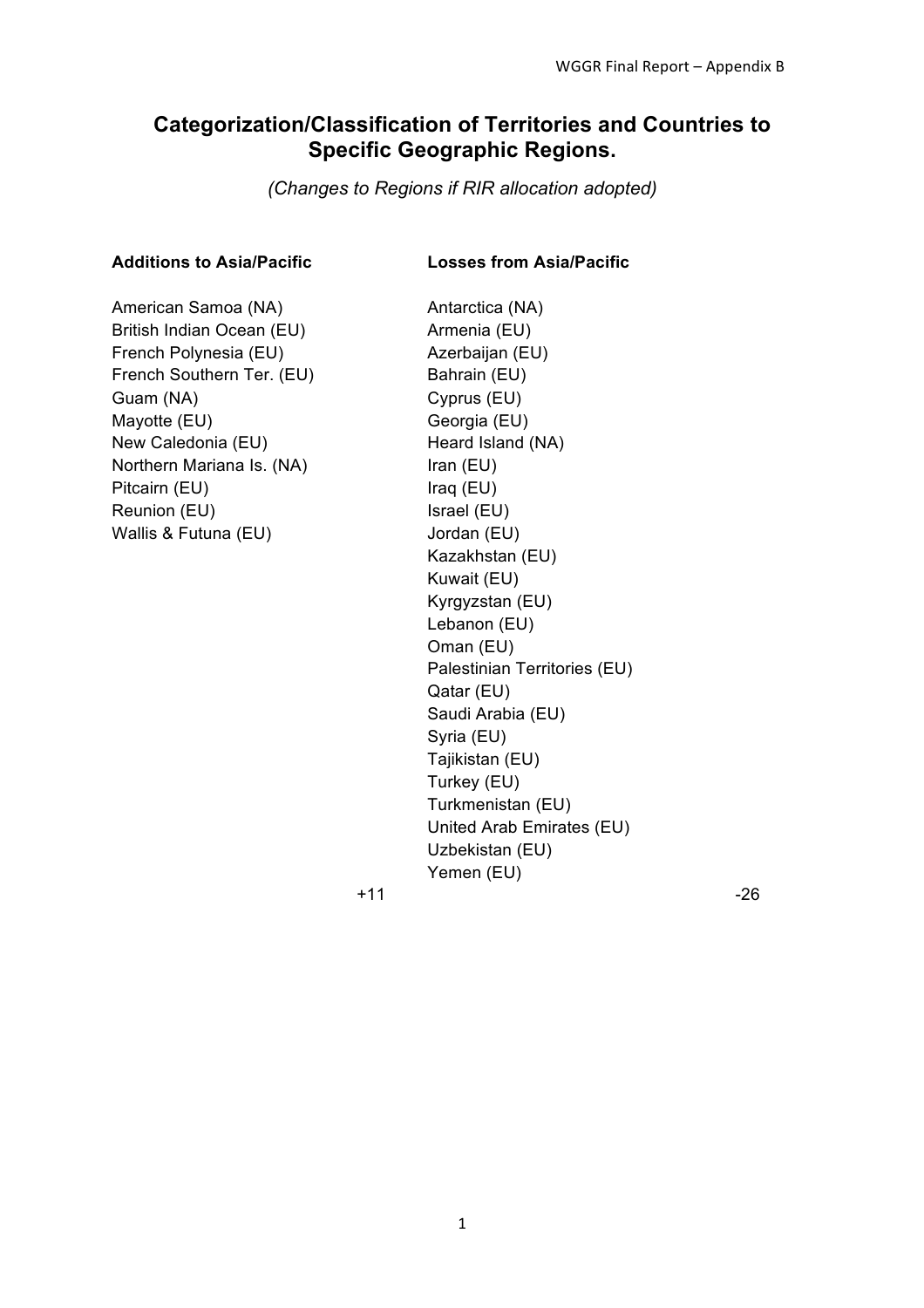# Categorization/Classification of Territories and Countries to Specific Geographic Regions.

*(Changes to Regions if RIR allocation adopted)*

| Additions to Asia/Pacific | Losses from Asia/Pacific |
|---|---|
| American Samoa (NA) | Antarctica (NA) |
| British Indian Ocean (EU) | Armenia (EU) |
| French Polynesia (EU) | Azerbaijan (EU) |
| French Southern Ter. (EU) | Bahrain (EU) |
| Guam (NA) | Cyprus (EU) |
| Mayotte (EU) | Georgia (EU) |
| New Caledonia (EU) | Heard Island (NA) |
| Northern Mariana Is. (NA) | Iran (EU) |
| Pitcairn (EU) | Iraq (EU) |
| Reunion (EU) | Israel (EU) |
| Wallis & Futuna (EU) | Jordan (EU) |
| | Kazakhstan (EU) |
| | Kuwait (EU) |
| | Kyrgyzstan (EU) |
| | Lebanon (EU) |
| | Oman (EU) |
| | Palestinian Territories (EU) |
| | Qatar (EU) |
| | Saudi Arabia (EU) |
| | Syria (EU) |
| | Tajikistan (EU) |
| | Turkey (EU) |
| | Turkmenistan (EU) |
| | United Arab Emirates (EU) |
| | Uzbekistan (EU) |
| | Yemen (EU) |
| +11 | -26 |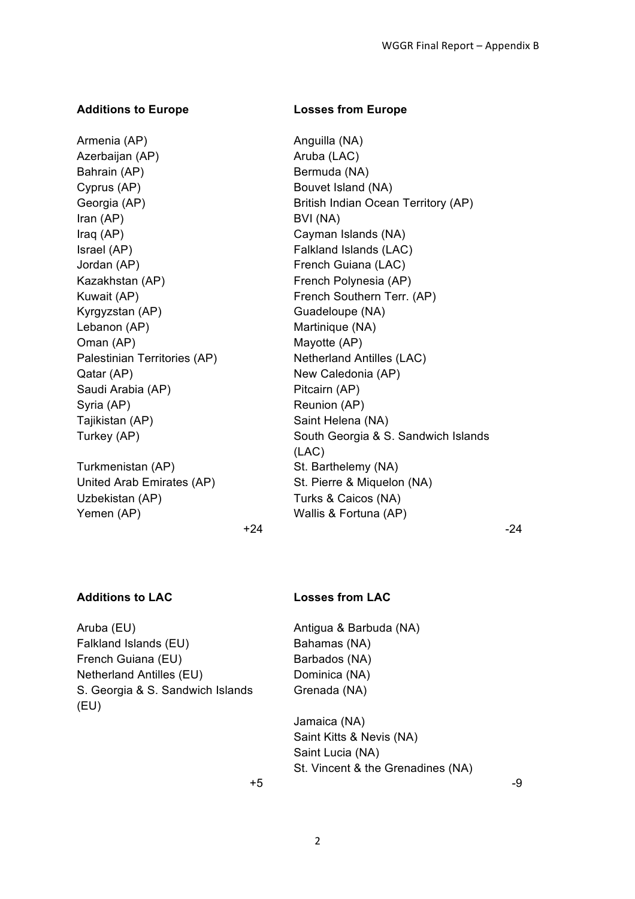| **Additions to Europe** | **Losses from Europe** |
| --- | --- |
| Armenia (AP) | Anguilla (NA) |
| Azerbaijan (AP) | Aruba (LAC) |
| Bahrain (AP) | Bermuda (NA) |
| Cyprus (AP) | Bouvet Island (NA) |
| Georgia (AP) | British Indian Ocean Territory (AP) |
| Iran (AP) | BVI (NA) |
| Iraq (AP) | Cayman Islands (NA) |
| Israel (AP) | Falkland Islands (LAC) |
| Jordan (AP) | French Guiana (LAC) |
| Kazakhstan (AP) | French Polynesia (AP) |
| Kuwait (AP) | French Southern Terr. (AP) |
| Kyrgyzstan (AP) | Guadeloupe (NA) |
| Lebanon (AP) | Martinique (NA) |
| Oman (AP) | Mayotte (AP) |
| Palestinian Territories (AP) | Netherland Antilles (LAC) |
| Qatar (AP) | New Caledonia (AP) |
| Saudi Arabia (AP) | Pitcairn (AP) |
| Syria (AP) | Reunion (AP) |
| Tajikistan (AP) | Saint Helena (NA) |
| Turkey (AP) | South Georgia & S. Sandwich Islands (LAC) |
| Turkmenistan (AP) | St. Barthelemy (NA) |
| United Arab Emirates (AP) | St. Pierre & Miquelon (NA) |
| Uzbekistan (AP) | Turks & Caicos (NA) |
| Yemen (AP) | Wallis & Fortuna (AP) |
| +24 | -24 |

| **Additions to LAC** | **Losses from LAC** |
| --- | --- |
| Aruba (EU) | Antigua & Barbuda (NA) |
| Falkland Islands (EU) | Bahamas (NA) |
| French Guiana (EU) | Barbados (NA) |
| Netherland Antilles (EU) | Dominica (NA) |
| S. Georgia & S. Sandwich Islands (EU) | Grenada (NA) |
| | Jamaica (NA) |
| | Saint Kitts & Nevis (NA) |
| | Saint Lucia (NA) |
| | St. Vincent & the Grenadines (NA) |
| +5 | -9 |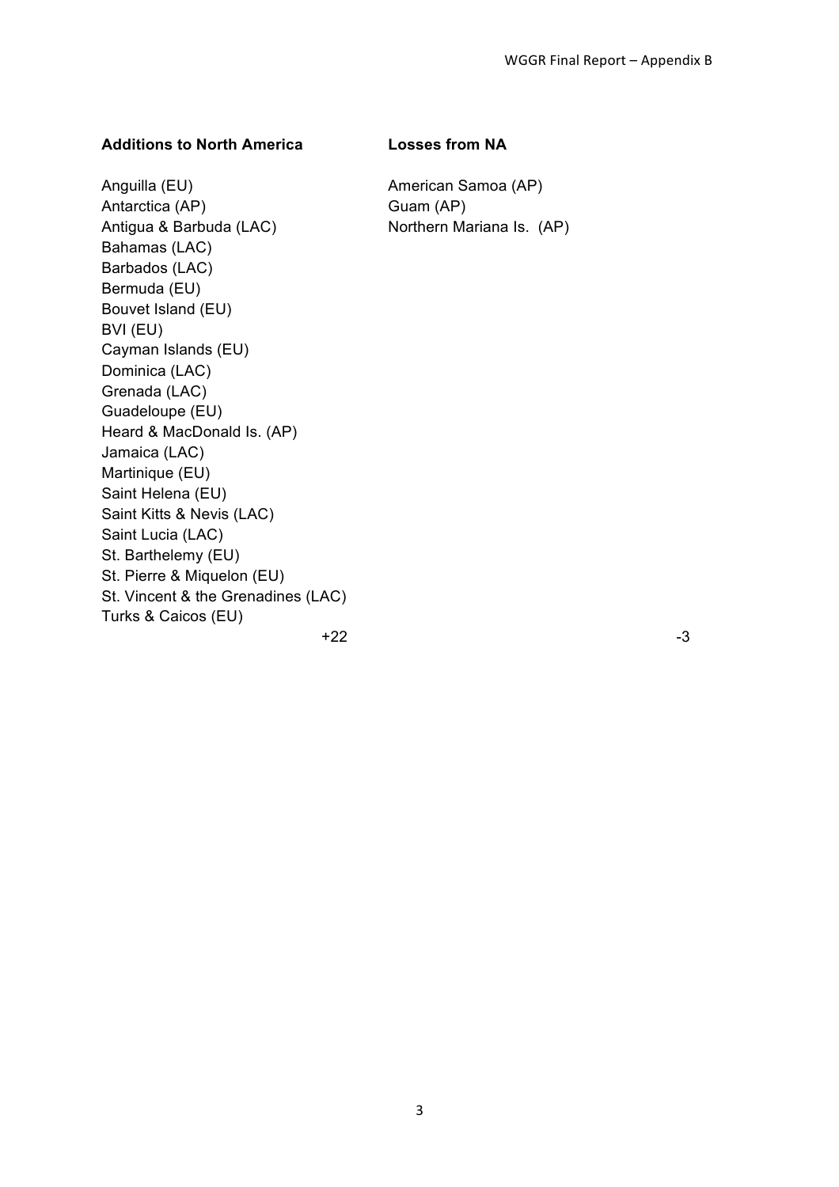| **Additions to North America** | **Losses from NA** |
|---|---|
| Anguilla (EU) | American Samoa (AP) |
| Antarctica (AP) | Guam (AP) |
| Antigua & Barbuda (LAC) | Northern Mariana Is. (AP) |
| Bahamas (LAC) | |
| Barbados (LAC) | |
| Bermuda (EU) | |
| Bouvet Island (EU) | |
| BVI (EU) | |
| Cayman Islands (EU) | |
| Dominica (LAC) | |
| Grenada (LAC) | |
| Guadeloupe (EU) | |
| Heard & MacDonald Is. (AP) | |
| Jamaica (LAC) | |
| Martinique (EU) | |
| Saint Helena (EU) | |
| Saint Kitts & Nevis (LAC) | |
| Saint Lucia (LAC) | |
| St. Barthelemy (EU) | |
| St. Pierre & Miquelon (EU) | |
| St. Vincent & the Grenadines (LAC) | |
| Turks & Caicos (EU) | |
| +22 | -3 |